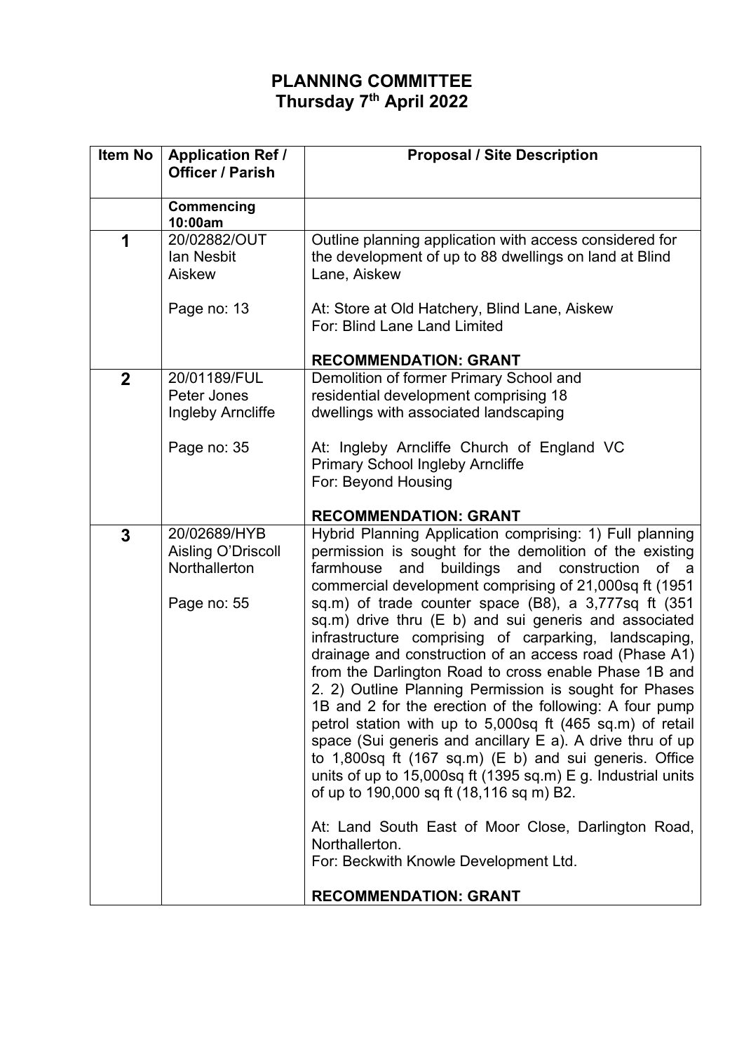# PLANNING COMMITTEE
## Thursday 7th April 2022

| Item No | Application Ref / Officer / Parish | Proposal / Site Description |
|---|---|---|
| | **Commencing 10:00am** | |
| **1** | 20/02882/OUT<br>Ian Nesbit<br>Aiskew<br><br>Page no: 13 | Outline planning application with access considered for the development of up to 88 dwellings on land at Blind Lane, Aiskew<br><br>At: Store at Old Hatchery, Blind Lane, Aiskew<br>For: Blind Lane Land Limited<br><br>**RECOMMENDATION: GRANT** |
| **2** | 20/01189/FUL<br>Peter Jones<br>Ingleby Arncliffe<br><br>Page no: 35 | Demolition of former Primary School and residential development comprising 18 dwellings with associated landscaping<br><br>At: Ingleby Arncliffe Church of England VC Primary School Ingleby Arncliffe<br>For: Beyond Housing<br><br>**RECOMMENDATION: GRANT** |
| **3** | 20/02689/HYB<br>Aisling O'Driscoll<br>Northallerton<br><br>Page no: 55 | Hybrid Planning Application comprising: 1) Full planning permission is sought for the demolition of the existing farmhouse and buildings and construction of a commercial development comprising of 21,000sq ft (1951 sq.m) of trade counter space (B8), a 3,777sq ft (351 sq.m) drive thru (E b) and sui generis and associated infrastructure comprising of carparking, landscaping, drainage and construction of an access road (Phase A1) from the Darlington Road to cross enable Phase 1B and 2. 2) Outline Planning Permission is sought for Phases 1B and 2 for the erection of the following: A four pump petrol station with up to 5,000sq ft (465 sq.m) of retail space (Sui generis and ancillary E a). A drive thru of up to 1,800sq ft (167 sq.m) (E b) and sui generis. Office units of up to 15,000sq ft (1395 sq.m) E g. Industrial units of up to 190,000 sq ft (18,116 sq m) B2.<br><br>At: Land South East of Moor Close, Darlington Road, Northallerton.<br>For: Beckwith Knowle Development Ltd.<br><br>**RECOMMENDATION: GRANT** |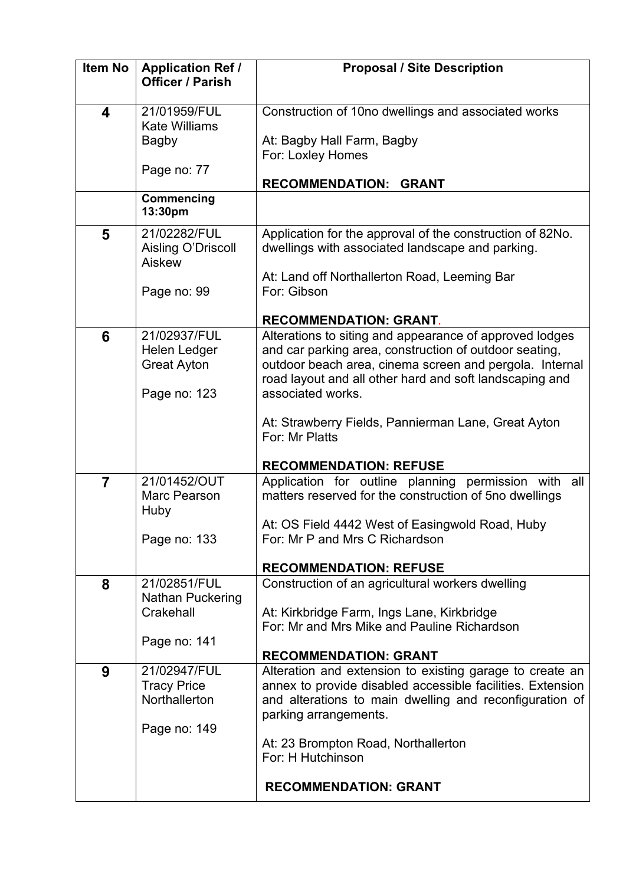| Item No | Application Ref / Officer / Parish | Proposal / Site Description |
|---|---|---|
| **4** | 21/01959/FUL<br>Kate Williams<br>Bagby<br><br>Page no: 77 | Construction of 10no dwellings and associated works<br><br>At: Bagby Hall Farm, Bagby<br>For: Loxley Homes<br><br>**RECOMMENDATION: GRANT** |
| | **Commencing 13:30pm** | |
| **5** | 21/02282/FUL<br>Aisling O'Driscoll<br>Aiskew<br><br>Page no: 99 | Application for the approval of the construction of 82No. dwellings with associated landscape and parking.<br><br>At: Land off Northallerton Road, Leeming Bar<br>For: Gibson<br><br>**RECOMMENDATION: GRANT.** |
| **6** | 21/02937/FUL<br>Helen Ledger<br>Great Ayton<br><br>Page no: 123 | Alterations to siting and appearance of approved lodges and car parking area, construction of outdoor seating, outdoor beach area, cinema screen and pergola. Internal road layout and all other hard and soft landscaping and associated works.<br><br>At: Strawberry Fields, Pannierman Lane, Great Ayton<br>For: Mr Platts<br><br>**RECOMMENDATION: REFUSE** |
| **7** | 21/01452/OUT<br>Marc Pearson<br>Huby<br><br>Page no: 133 | Application for outline planning permission with all matters reserved for the construction of 5no dwellings<br><br>At: OS Field 4442 West of Easingwold Road, Huby<br>For: Mr P and Mrs C Richardson<br><br>**RECOMMENDATION: REFUSE** |
| **8** | 21/02851/FUL<br>Nathan Puckering<br>Crakehall<br><br>Page no: 141 | Construction of an agricultural workers dwelling<br><br>At: Kirkbridge Farm, Ings Lane, Kirkbridge<br>For: Mr and Mrs Mike and Pauline Richardson<br><br>**RECOMMENDATION: GRANT** |
| **9** | 21/02947/FUL<br>Tracy Price<br>Northallerton<br><br>Page no: 149 | Alteration and extension to existing garage to create an annex to provide disabled accessible facilities. Extension and alterations to main dwelling and reconfiguration of parking arrangements.<br><br>At: 23 Brompton Road, Northallerton<br>For: H Hutchinson<br><br>**RECOMMENDATION: GRANT** |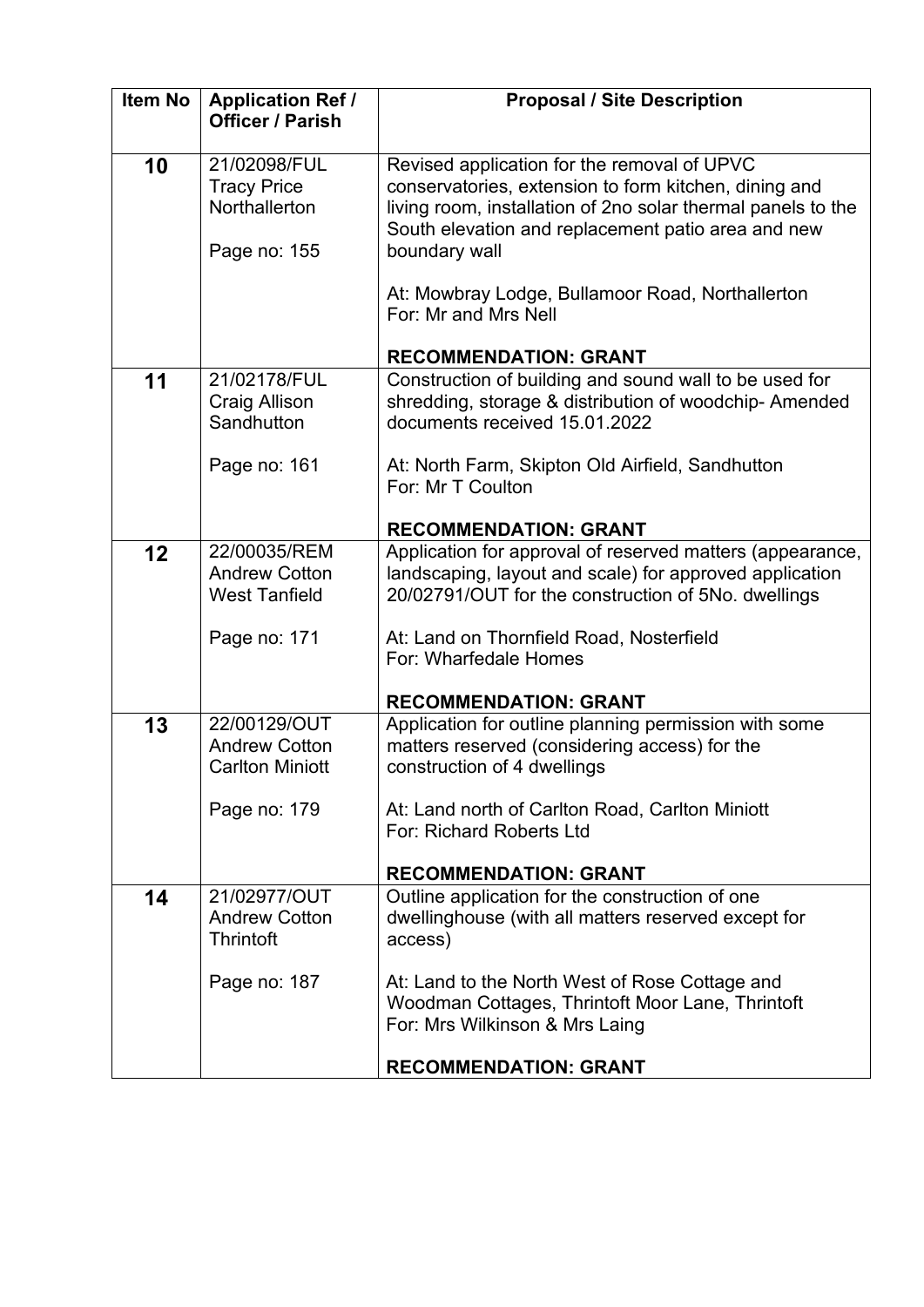| Item No | Application Ref / Officer / Parish | Proposal / Site Description |
| --- | --- | --- |
| **10** | 21/02098/FUL<br>Tracy Price<br>Northallerton<br><br>Page no: 155 | Revised application for the removal of UPVC conservatories, extension to form kitchen, dining and living room, installation of 2no solar thermal panels to the South elevation and replacement patio area and new boundary wall<br><br>At: Mowbray Lodge, Bullamoor Road, Northallerton<br>For: Mr and Mrs Nell<br><br>**RECOMMENDATION: GRANT** |
| **11** | 21/02178/FUL<br>Craig Allison<br>Sandhutton<br><br>Page no: 161 | Construction of building and sound wall to be used for shredding, storage & distribution of woodchip- Amended documents received 15.01.2022<br><br>At: North Farm, Skipton Old Airfield, Sandhutton<br>For: Mr T Coulton<br><br>**RECOMMENDATION: GRANT** |
| **12** | 22/00035/REM<br>Andrew Cotton<br>West Tanfield<br><br>Page no: 171 | Application for approval of reserved matters (appearance, landscaping, layout and scale) for approved application 20/02791/OUT for the construction of 5No. dwellings<br><br>At: Land on Thornfield Road, Nosterfield<br>For: Wharfedale Homes<br><br>**RECOMMENDATION: GRANT** |
| **13** | 22/00129/OUT<br>Andrew Cotton<br>Carlton Miniott<br><br>Page no: 179 | Application for outline planning permission with some matters reserved (considering access) for the construction of 4 dwellings<br><br>At: Land north of Carlton Road, Carlton Miniott<br>For: Richard Roberts Ltd<br><br>**RECOMMENDATION: GRANT** |
| **14** | 21/02977/OUT<br>Andrew Cotton<br>Thrintoft<br><br>Page no: 187 | Outline application for the construction of one dwellinghouse (with all matters reserved except for access)<br><br>At: Land to the North West of Rose Cottage and Woodman Cottages, Thrintoft Moor Lane, Thrintoft<br>For: Mrs Wilkinson & Mrs Laing<br><br>**RECOMMENDATION: GRANT** |